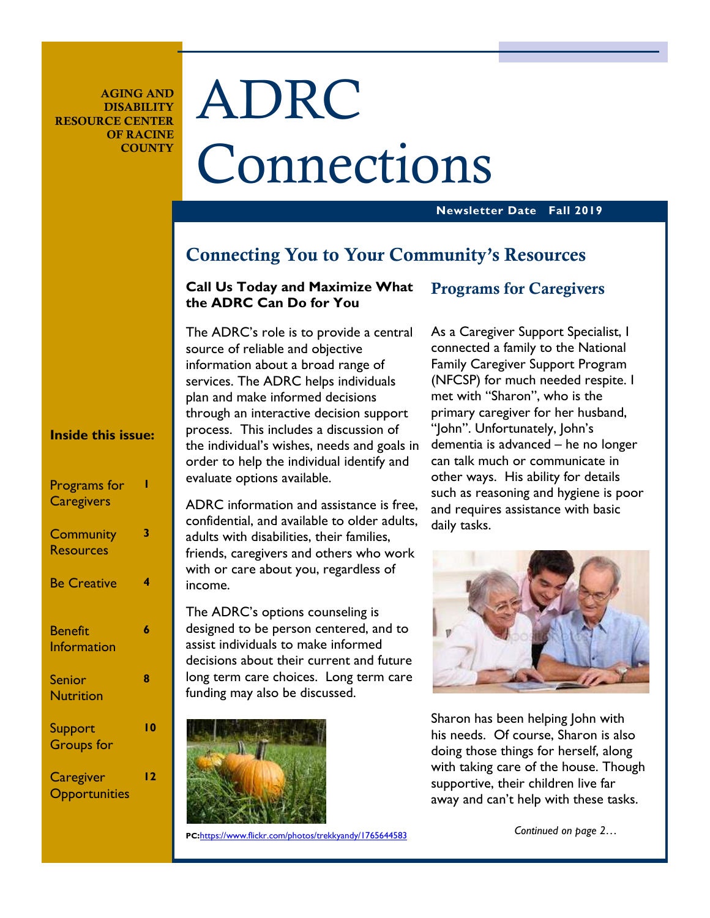AGING AND DISABILITY RESOURCE CENTER OF RACINE COUNTY

# ADRC Connections

**Newsletter Date Fall 2019**

## Connecting You to Your Community's Resources

### Call Us Today and Maximize What the ADRC Can Do for You

The ADRC's role is to provide a central source of reliable and objective information about a broad range of services. The ADRC helps individuals plan and make informed decisions through an interactive decision support process. This includes a discussion of the individual's wishes, needs and goals in order to help the individual identify and evaluate options available.

ADRC information and assistance is free, confidential, and available to older adults, adults with disabilities, their families, friends, caregivers and others who work with or care about you, regardless of income.

The ADRC's options counseling is designed to be person centered, and to assist individuals to make informed decisions about their current and future long term care choices. Long term care funding may also be discussed.

**PC:**https://www.flickr.com/photos/trekkyandy/1765644583

### Programs for Caregivers

As a Caregiver Support Specialist, I connected a family to the National Family Caregiver Support Program (NFCSP) for much needed respite. I met with "Sharon", who is the primary caregiver for her husband, "John". Unfortunately, John's dementia is advanced – he no longer can talk much or communicate in other ways. His ability for details such as reasoning and hygiene is poor and requires assistance with basic daily tasks.

Sharon has been helping John with his needs. Of course, Sharon is also doing those things for herself, along with taking care of the house. Though supportive, their children live far away and can't help with these tasks.

*Continued on page 2…*

**Inside this issue:**

| | |
|---|---|
| Programs for Caregivers | 1 |
| Community Resources | 3 |
| Be Creative | 4 |
| Benefit Information | 6 |
| Senior Nutrition | 8 |
| Support Groups for | 10 |
| Caregiver Opportunities | 12 |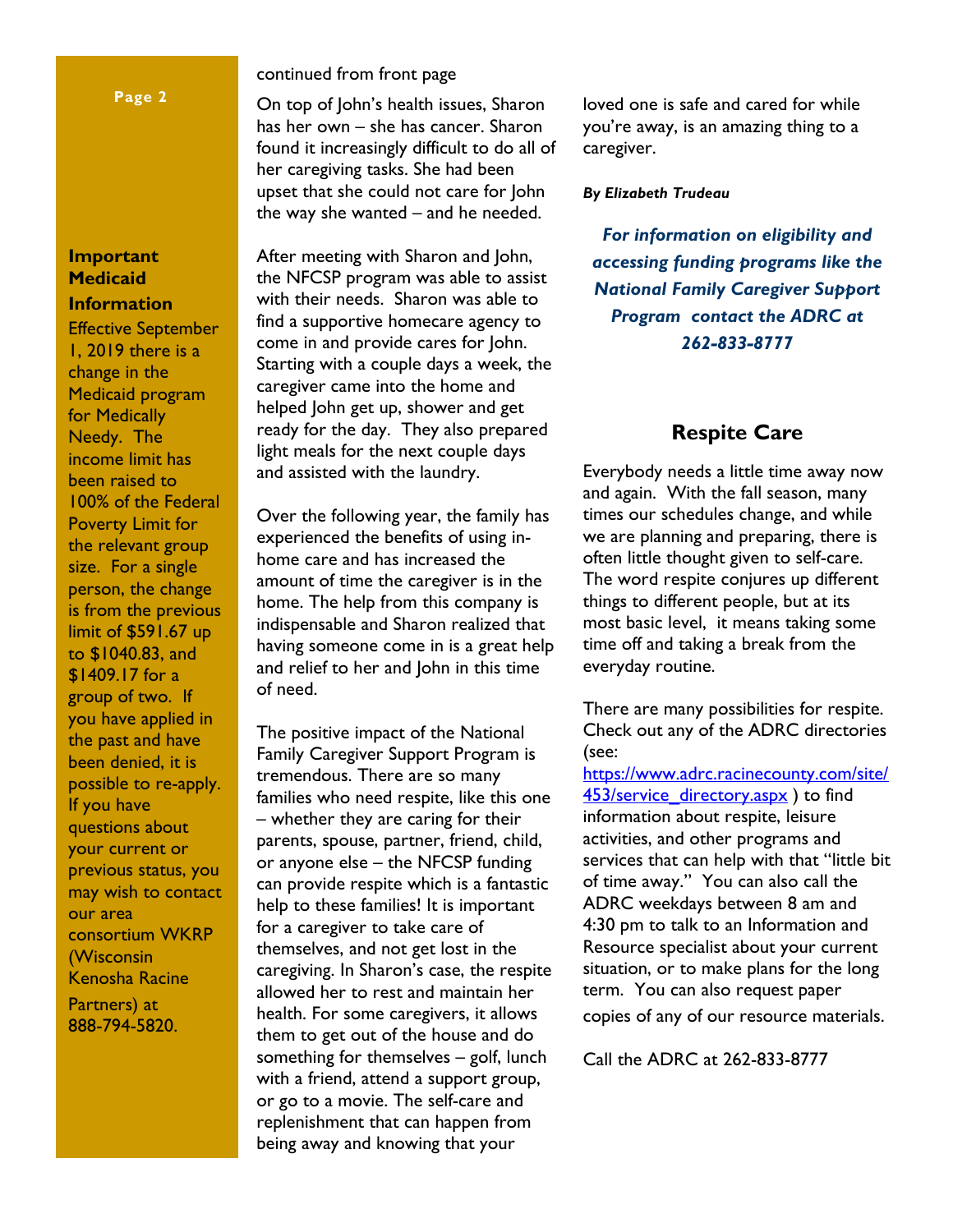continued from front page

On top of John's health issues, Sharon has her own – she has cancer. Sharon found it increasingly difficult to do all of her caregiving tasks. She had been upset that she could not care for John the way she wanted – and he needed.

After meeting with Sharon and John, the NFCSP program was able to assist with their needs. Sharon was able to find a supportive homecare agency to come in and provide cares for John. Starting with a couple days a week, the caregiver came into the home and helped John get up, shower and get ready for the day. They also prepared light meals for the next couple days and assisted with the laundry.

Over the following year, the family has experienced the benefits of using in-home care and has increased the amount of time the caregiver is in the home. The help from this company is indispensable and Sharon realized that having someone come in is a great help and relief to her and John in this time of need.

The positive impact of the National Family Caregiver Support Program is tremendous. There are so many families who need respite, like this one – whether they are caring for their parents, spouse, partner, friend, child, or anyone else – the NFCSP funding can provide respite which is a fantastic help to these families! It is important for a caregiver to take care of themselves, and not get lost in the caregiving. In Sharon's case, the respite allowed her to rest and maintain her health. For some caregivers, it allows them to get out of the house and do something for themselves – golf, lunch with a friend, attend a support group, or go to a movie. The self-care and replenishment that can happen from being away and knowing that your loved one is safe and cared for while you're away, is an amazing thing to a caregiver.

***By Elizabeth Trudeau***

***For information on eligibility and accessing funding programs like the National Family Caregiver Support Program contact the ADRC at 262-833-8777***

## Important Medicaid Information

Effective September 1, 2019 there is a change in the Medicaid program for Medically Needy. The income limit has been raised to 100% of the Federal Poverty Limit for the relevant group size. For a single person, the change is from the previous limit of $591.67 up to $1040.83, and $1409.17 for a group of two. If you have applied in the past and have been denied, it is possible to re-apply. If you have questions about your current or previous status, you may wish to contact our area consortium WKRP (Wisconsin Kenosha Racine Partners) at 888-794-5820.

## Respite Care

Everybody needs a little time away now and again. With the fall season, many times our schedules change, and while we are planning and preparing, there is often little thought given to self-care. The word respite conjures up different things to different people, but at its most basic level, it means taking some time off and taking a break from the everyday routine.

There are many possibilities for respite. Check out any of the ADRC directories (see: https://www.adrc.racinecounty.com/site/453/service_directory.aspx ) to find information about respite, leisure activities, and other programs and services that can help with that "little bit of time away." You can also call the ADRC weekdays between 8 am and 4:30 pm to talk to an Information and Resource specialist about your current situation, or to make plans for the long term. You can also request paper copies of any of our resource materials.

Call the ADRC at 262-833-8777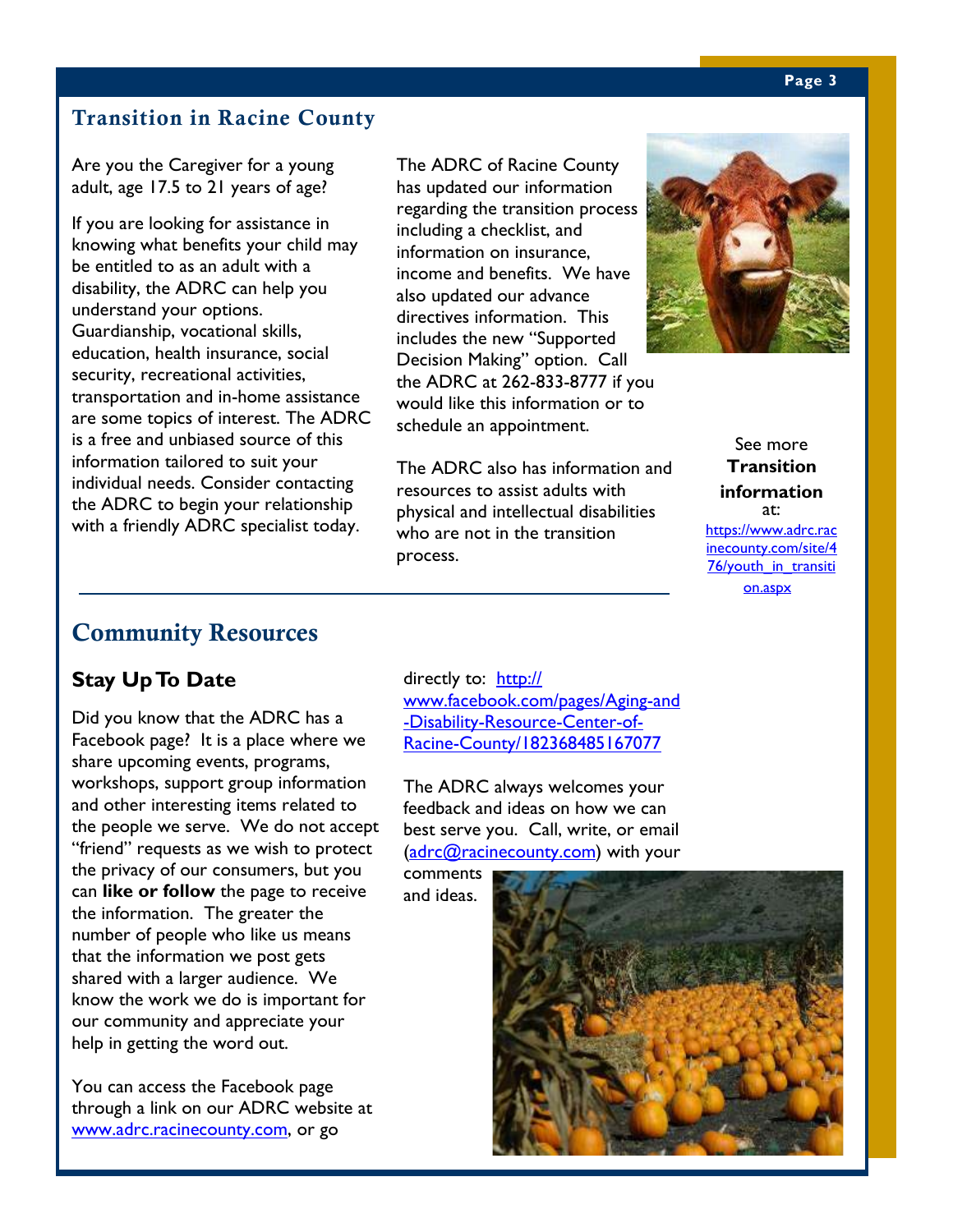## Transition in Racine County

Are you the Caregiver for a young adult, age 17.5 to 21 years of age?

If you are looking for assistance in knowing what benefits your child may be entitled to as an adult with a disability, the ADRC can help you understand your options. Guardianship, vocational skills, education, health insurance, social security, recreational activities, transportation and in-home assistance are some topics of interest. The ADRC is a free and unbiased source of this information tailored to suit your individual needs. Consider contacting the ADRC to begin your relationship with a friendly ADRC specialist today.

The ADRC of Racine County has updated our information regarding the transition process including a checklist, and information on insurance, income and benefits. We have also updated our advance directives information. This includes the new "Supported Decision Making" option. Call the ADRC at 262-833-8777 if you would like this information or to schedule an appointment.

The ADRC also has information and resources to assist adults with physical and intellectual disabilities who are not in the transition process.

See more **Transition information** at: https://www.adrc.racinecounty.com/site/476/youth_in_transition.aspx

## Community Resources

### Stay Up To Date

Did you know that the ADRC has a Facebook page? It is a place where we share upcoming events, programs, workshops, support group information and other interesting items related to the people we serve. We do not accept "friend" requests as we wish to protect the privacy of our consumers, but you can **like or follow** the page to receive the information. The greater the number of people who like us means that the information we post gets shared with a larger audience. We know the work we do is important for our community and appreciate your help in getting the word out.

You can access the Facebook page through a link on our ADRC website at www.adrc.racinecounty.com, or go directly to: http://www.facebook.com/pages/Aging-and-Disability-Resource-Center-of-Racine-County/182368485167077

The ADRC always welcomes your feedback and ideas on how we can best serve you. Call, write, or email (adrc@racinecounty.com) with your comments and ideas.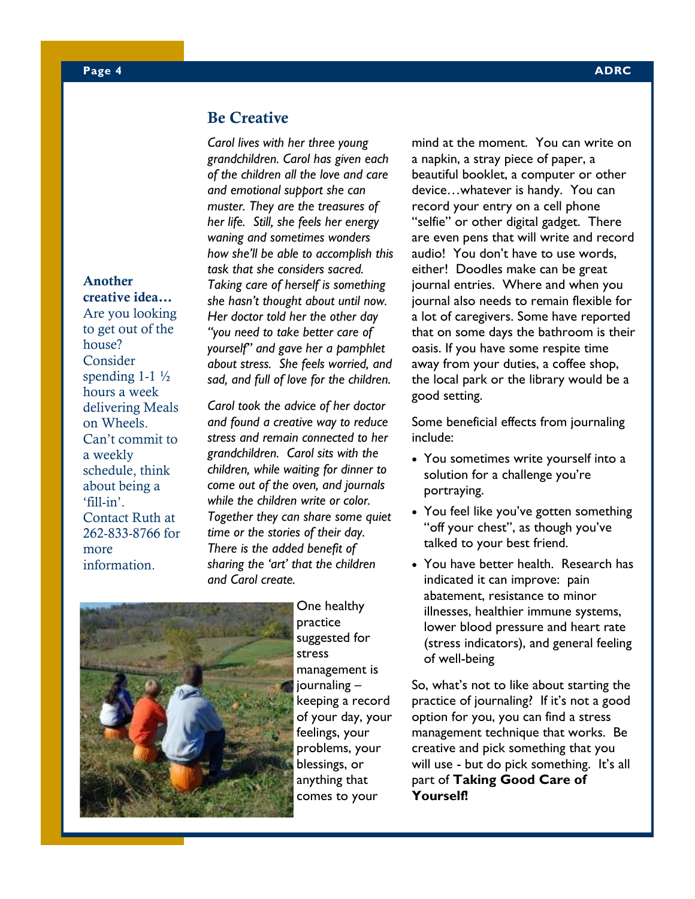## Be Creative

*Carol lives with her three young grandchildren. Carol has given each of the children all the love and care and emotional support she can muster. They are the treasures of her life. Still, she feels her energy waning and sometimes wonders how she'll be able to accomplish this task that she considers sacred. Taking care of herself is something she hasn't thought about until now. Her doctor told her the other day "you need to take better care of yourself" and gave her a pamphlet about stress. She feels worried, and sad, and full of love for the children.*

*Carol took the advice of her doctor and found a creative way to reduce stress and remain connected to her grandchildren. Carol sits with the children, while waiting for dinner to come out of the oven, and journals while the children write or color. Together they can share some quiet time or the stories of their day. There is the added benefit of sharing the 'art' that the children and Carol create.*

One healthy practice suggested for stress management is journaling – keeping a record of your day, your feelings, your problems, your blessings, or anything that comes to your mind at the moment. You can write on a napkin, a stray piece of paper, a beautiful booklet, a computer or other device…whatever is handy. You can record your entry on a cell phone "selfie" or other digital gadget. There are even pens that will write and record audio! You don't have to use words, either! Doodles make can be great journal entries. Where and when you journal also needs to remain flexible for a lot of caregivers. Some have reported that on some days the bathroom is their oasis. If you have some respite time away from your duties, a coffee shop, the local park or the library would be a good setting.

Some beneficial effects from journaling include:

- You sometimes write yourself into a solution for a challenge you're portraying.
- You feel like you've gotten something "off your chest", as though you've talked to your best friend.
- You have better health. Research has indicated it can improve: pain abatement, resistance to minor illnesses, healthier immune systems, lower blood pressure and heart rate (stress indicators), and general feeling of well-being

So, what's not to like about starting the practice of journaling? If it's not a good option for you, you can find a stress management technique that works. Be creative and pick something that you will use - but do pick something. It's all part of **Taking Good Care of Yourself!**

**Another creative idea…**
Are you looking to get out of the house? Consider spending 1-1 ½ hours a week delivering Meals on Wheels. Can't commit to a weekly schedule, think about being a 'fill-in'. Contact Ruth at 262-833-8766 for more information.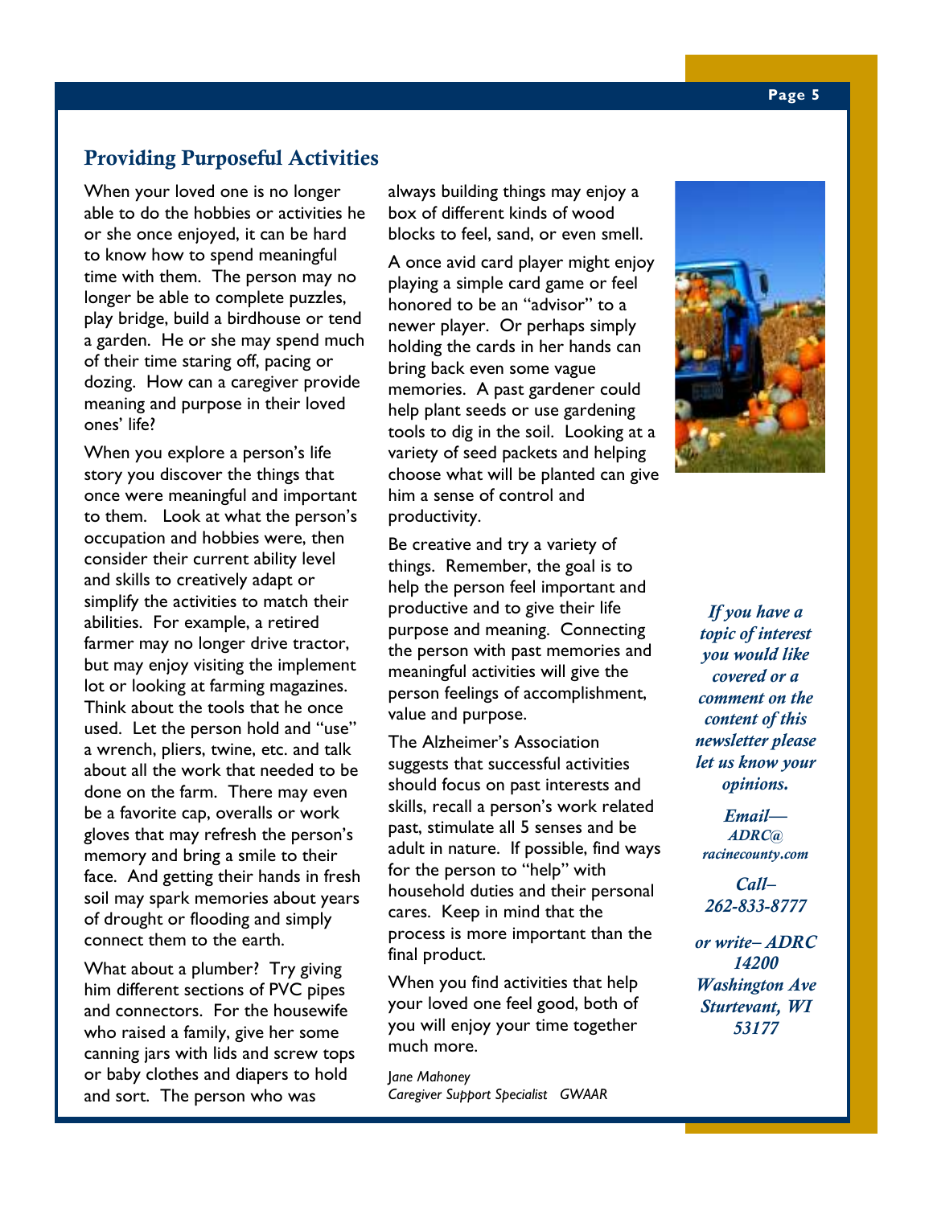## Providing Purposeful Activities

When your loved one is no longer able to do the hobbies or activities he or she once enjoyed, it can be hard to know how to spend meaningful time with them. The person may no longer be able to complete puzzles, play bridge, build a birdhouse or tend a garden. He or she may spend much of their time staring off, pacing or dozing. How can a caregiver provide meaning and purpose in their loved ones' life?

When you explore a person's life story you discover the things that once were meaningful and important to them. Look at what the person's occupation and hobbies were, then consider their current ability level and skills to creatively adapt or simplify the activities to match their abilities. For example, a retired farmer may no longer drive tractor, but may enjoy visiting the implement lot or looking at farming magazines. Think about the tools that he once used. Let the person hold and "use" a wrench, pliers, twine, etc. and talk about all the work that needed to be done on the farm. There may even be a favorite cap, overalls or work gloves that may refresh the person's memory and bring a smile to their face. And getting their hands in fresh soil may spark memories about years of drought or flooding and simply connect them to the earth.

What about a plumber? Try giving him different sections of PVC pipes and connectors. For the housewife who raised a family, give her some canning jars with lids and screw tops or baby clothes and diapers to hold and sort. The person who was always building things may enjoy a box of different kinds of wood blocks to feel, sand, or even smell.

A once avid card player might enjoy playing a simple card game or feel honored to be an "advisor" to a newer player. Or perhaps simply holding the cards in her hands can bring back even some vague memories. A past gardener could help plant seeds or use gardening tools to dig in the soil. Looking at a variety of seed packets and helping choose what will be planted can give him a sense of control and productivity.

Be creative and try a variety of things. Remember, the goal is to help the person feel important and productive and to give their life purpose and meaning. Connecting the person with past memories and meaningful activities will give the person feelings of accomplishment, value and purpose.

The Alzheimer's Association suggests that successful activities should focus on past interests and skills, recall a person's work related past, stimulate all 5 senses and be adult in nature. If possible, find ways for the person to "help" with household duties and their personal cares. Keep in mind that the process is more important than the final product.

When you find activities that help your loved one feel good, both of you will enjoy your time together much more.

*Jane Mahoney*
*Caregiver Support Specialist GWAAR*

***If you have a topic of interest you would like covered or a comment on the content of this newsletter please let us know your opinions.***

***Email— ADRC@ racinecounty.com***

***Call– 262-833-8777***

***or write– ADRC 14200 Washington Ave Sturtevant, WI 53177***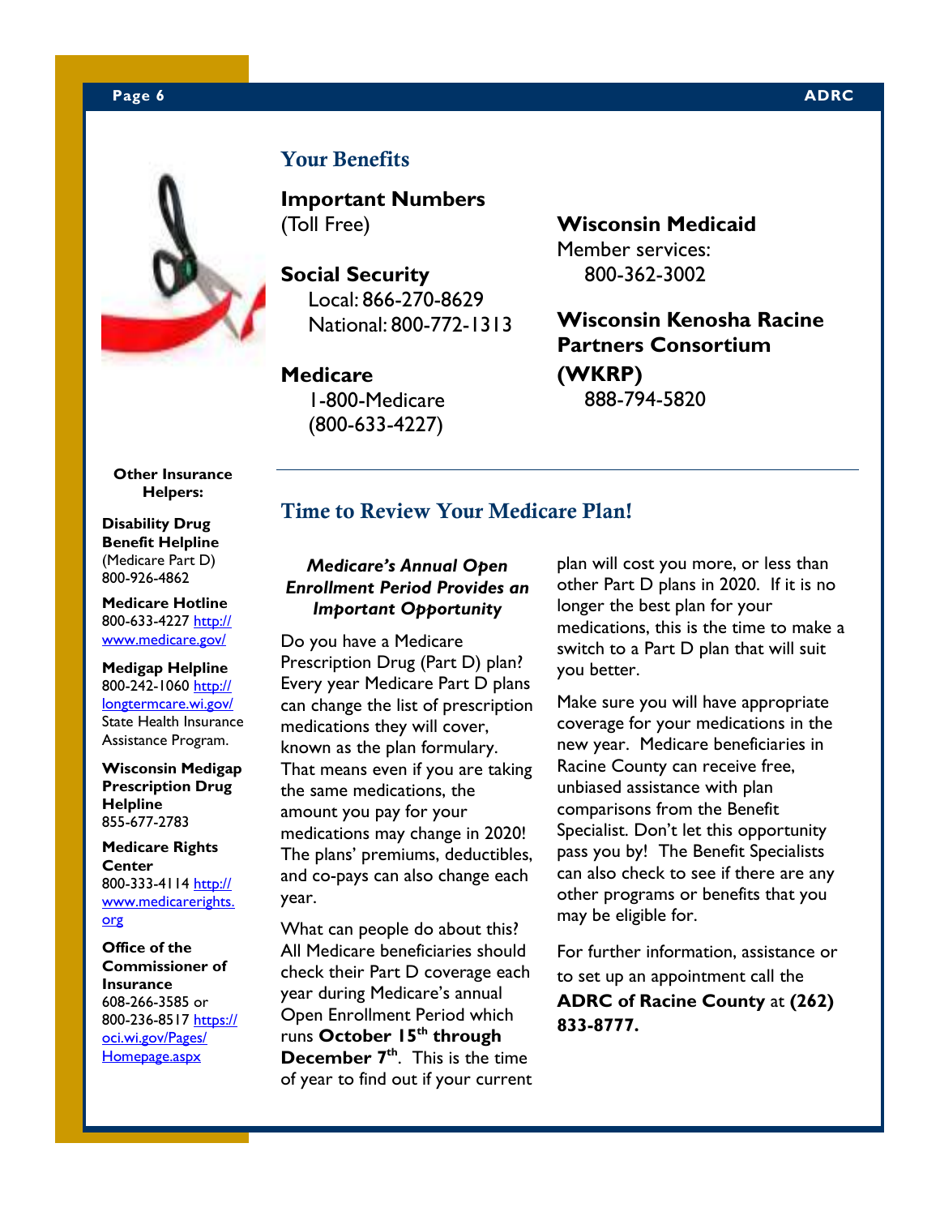## Your Benefits

### Important Numbers
(Toll Free)

**Social Security**
Local: 866-270-8629
National: 800-772-1313

**Medicare**
1-800-Medicare
(800-633-4227)

**Wisconsin Medicaid**
Member services:
800-362-3002

**Wisconsin Kenosha Racine Partners Consortium (WKRP)**
888-794-5820

**Other Insurance Helpers:**

**Disability Drug Benefit Helpline**
(Medicare Part D)
800-926-4862

**Medicare Hotline**
800-633-4227 http://www.medicare.gov/

**Medigap Helpline**
800-242-1060 http://longtermcare.wi.gov/
State Health Insurance Assistance Program.

**Wisconsin Medigap Prescription Drug Helpline**
855-677-2783

**Medicare Rights Center**
800-333-4114 http://www.medicarerights.org

**Office of the Commissioner of Insurance**
608-266-3585 or
800-236-8517 https://oci.wi.gov/Pages/Homepage.aspx

## Time to Review Your Medicare Plan!

***Medicare's Annual Open Enrollment Period Provides an Important Opportunity***

Do you have a Medicare Prescription Drug (Part D) plan? Every year Medicare Part D plans can change the list of prescription medications they will cover, known as the plan formulary. That means even if you are taking the same medications, the amount you pay for your medications may change in 2020! The plans' premiums, deductibles, and co-pays can also change each year.

What can people do about this? All Medicare beneficiaries should check their Part D coverage each year during Medicare's annual Open Enrollment Period which runs **October 15th through December 7th**. This is the time of year to find out if your current plan will cost you more, or less than other Part D plans in 2020. If it is no longer the best plan for your medications, this is the time to make a switch to a Part D plan that will suit you better.

Make sure you will have appropriate coverage for your medications in the new year. Medicare beneficiaries in Racine County can receive free, unbiased assistance with plan comparisons from the Benefit Specialist. Don't let this opportunity pass you by! The Benefit Specialists can also check to see if there are any other programs or benefits that you may be eligible for.

For further information, assistance or to set up an appointment call the **ADRC of Racine County** at **(262) 833-8777.**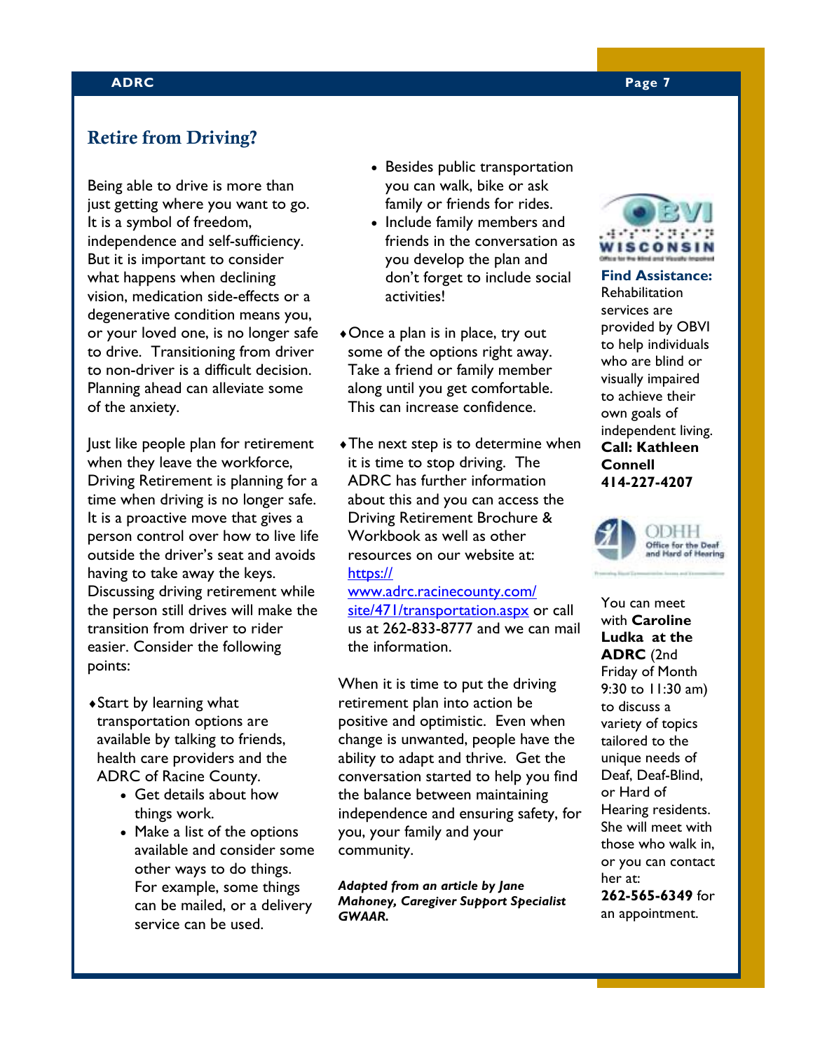## Retire from Driving?

Being able to drive is more than just getting where you want to go. It is a symbol of freedom, independence and self-sufficiency. But it is important to consider what happens when declining vision, medication side-effects or a degenerative condition means you, or your loved one, is no longer safe to drive. Transitioning from driver to non-driver is a difficult decision. Planning ahead can alleviate some of the anxiety.

Just like people plan for retirement when they leave the workforce, Driving Retirement is planning for a time when driving is no longer safe. It is a proactive move that gives a person control over how to live life outside the driver's seat and avoids having to take away the keys. Discussing driving retirement while the person still drives will make the transition from driver to rider easier. Consider the following points:

- Start by learning what transportation options are available by talking to friends, health care providers and the ADRC of Racine County.
  - Get details about how things work.
  - Make a list of the options available and consider some other ways to do things. For example, some things can be mailed, or a delivery service can be used.
  - Besides public transportation you can walk, bike or ask family or friends for rides.
  - Include family members and friends in the conversation as you develop the plan and don't forget to include social activities!
- Once a plan is in place, try out some of the options right away. Take a friend or family member along until you get comfortable. This can increase confidence.
- The next step is to determine when it is time to stop driving. The ADRC has further information about this and you can access the Driving Retirement Brochure & Workbook as well as other resources on our website at: https://www.adrc.racinecounty.com/site/471/transportation.aspx or call us at 262-833-8777 and we can mail the information.

When it is time to put the driving retirement plan into action be positive and optimistic. Even when change is unwanted, people have the ability to adapt and thrive. Get the conversation started to help you find the balance between maintaining independence and ensuring safety, for you, your family and your community.

***Adapted from an article by Jane Mahoney, Caregiver Support Specialist GWAAR.***

OBVI WISCONSIN
Office for the Blind and Visually Impaired

**Find Assistance:** Rehabilitation services are provided by OBVI to help individuals who are blind or visually impaired to achieve their own goals of independent living.

**Call: Kathleen Connell 414-227-4207**

ODHH
Office for the Deaf and Hard of Hearing

You can meet with **Caroline Ludka at the ADRC** (2nd Friday of Month 9:30 to 11:30 am) to discuss a variety of topics tailored to the unique needs of Deaf, Deaf-Blind, or Hard of Hearing residents. She will meet with those who walk in, or you can contact her at: **262-565-6349** for an appointment.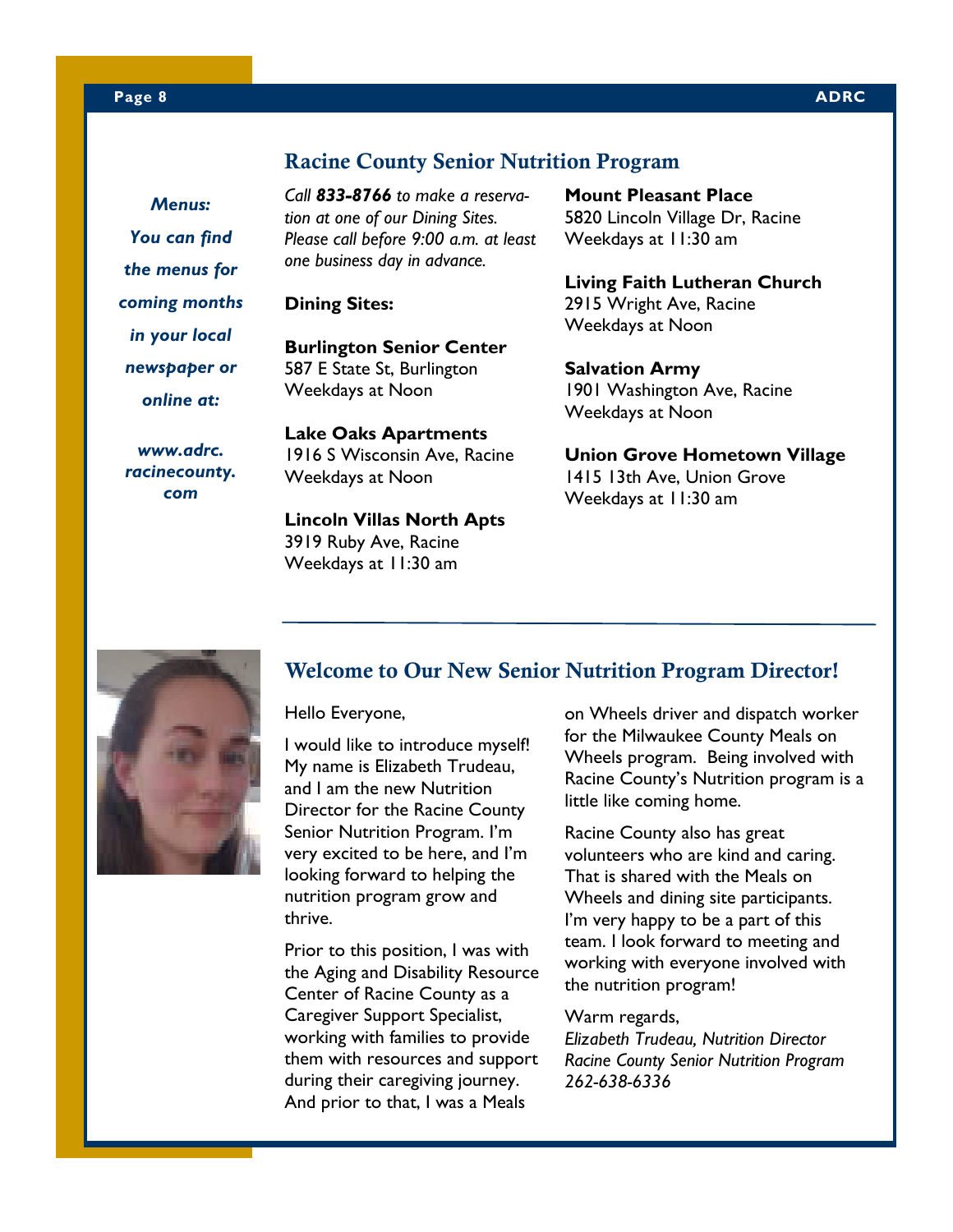## Racine County Senior Nutrition Program

*Menus:*

*You can find the menus for coming months in your local newspaper or online at:*

*www.adrc.racinecounty.com*

*Call **833-8766** to make a reservation at one of our Dining Sites. Please call before 9:00 a.m. at least one business day in advance.*

**Dining Sites:**

**Burlington Senior Center**
587 E State St, Burlington
Weekdays at Noon

**Lake Oaks Apartments**
1916 S Wisconsin Ave, Racine
Weekdays at Noon

**Lincoln Villas North Apts**
3919 Ruby Ave, Racine
Weekdays at 11:30 am

**Mount Pleasant Place**
5820 Lincoln Village Dr, Racine
Weekdays at 11:30 am

**Living Faith Lutheran Church**
2915 Wright Ave, Racine
Weekdays at Noon

**Salvation Army**
1901 Washington Ave, Racine
Weekdays at Noon

**Union Grove Hometown Village**
1415 13th Ave, Union Grove
Weekdays at 11:30 am

---

## Welcome to Our New Senior Nutrition Program Director!

Hello Everyone,

I would like to introduce myself! My name is Elizabeth Trudeau, and I am the new Nutrition Director for the Racine County Senior Nutrition Program. I'm very excited to be here, and I'm looking forward to helping the nutrition program grow and thrive.

Prior to this position, I was with the Aging and Disability Resource Center of Racine County as a Caregiver Support Specialist, working with families to provide them with resources and support during their caregiving journey. And prior to that, I was a Meals on Wheels driver and dispatch worker for the Milwaukee County Meals on Wheels program. Being involved with Racine County's Nutrition program is a little like coming home.

Racine County also has great volunteers who are kind and caring. That is shared with the Meals on Wheels and dining site participants. I'm very happy to be a part of this team. I look forward to meeting and working with everyone involved with the nutrition program!

Warm regards,
*Elizabeth Trudeau, Nutrition Director*
*Racine County Senior Nutrition Program*
*262-638-6336*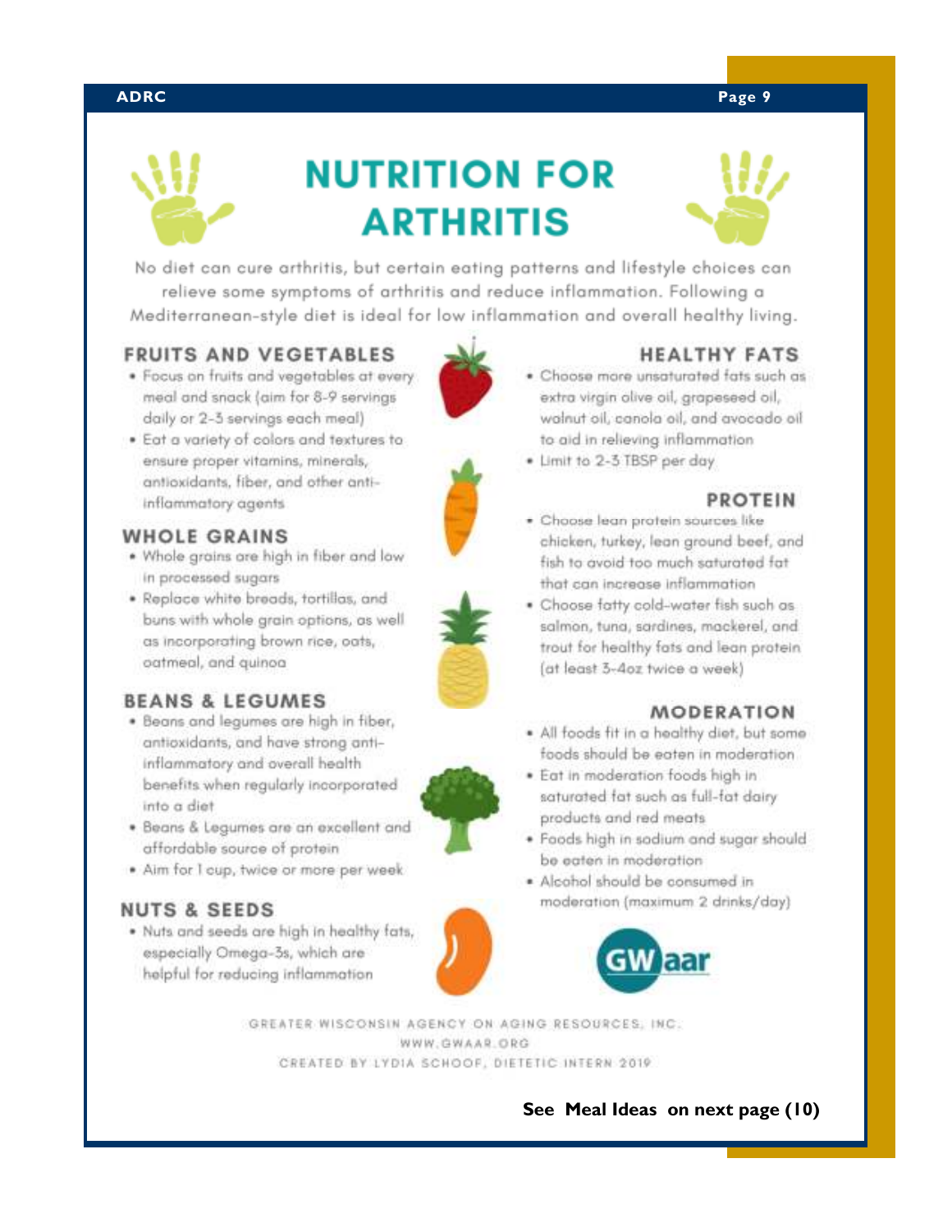# NUTRITION FOR ARTHRITIS

No diet can cure arthritis, but certain eating patterns and lifestyle choices can relieve some symptoms of arthritis and reduce inflammation. Following a Mediterranean-style diet is ideal for low inflammation and overall healthy living.

## FRUITS AND VEGETABLES

- Focus on fruits and vegetables at every meal and snack (aim for 8-9 servings daily or 2-3 servings each meal)
- Eat a variety of colors and textures to ensure proper vitamins, minerals, antioxidants, fiber, and other anti-inflammatory agents

## WHOLE GRAINS

- Whole grains are high in fiber and low in processed sugars
- Replace white breads, tortillas, and buns with whole grain options, as well as incorporating brown rice, oats, oatmeal, and quinoa

## BEANS & LEGUMES

- Beans and legumes are high in fiber, antioxidants, and have strong anti-inflammatory and overall health benefits when regularly incorporated into a diet
- Beans & Legumes are an excellent and affordable source of protein
- Aim for 1 cup, twice or more per week

## NUTS & SEEDS

- Nuts and seeds are high in healthy fats, especially Omega-3s, which are helpful for reducing inflammation

## HEALTHY FATS

- Choose more unsaturated fats such as extra virgin olive oil, grapeseed oil, walnut oil, canola oil, and avocado oil to aid in relieving inflammation
- Limit to 2-3 TBSP per day

## PROTEIN

- Choose lean protein sources like chicken, turkey, lean ground beef, and fish to avoid too much saturated fat that can increase inflammation
- Choose fatty cold-water fish such as salmon, tuna, sardines, mackerel, and trout for healthy fats and lean protein (at least 3-4oz twice a week)

## MODERATION

- All foods fit in a healthy diet, but some foods should be eaten in moderation
- Eat in moderation foods high in saturated fat such as full-fat dairy products and red meats
- Foods high in sodium and sugar should be eaten in moderation
- Alcohol should be consumed in moderation (maximum 2 drinks/day)

GWaar

GREATER WISCONSIN AGENCY ON AGING RESOURCES, INC.
WWW.GWAAR.ORG
CREATED BY LYDIA SCHOOF, DIETETIC INTERN 2019

**See Meal Ideas on next page (10)**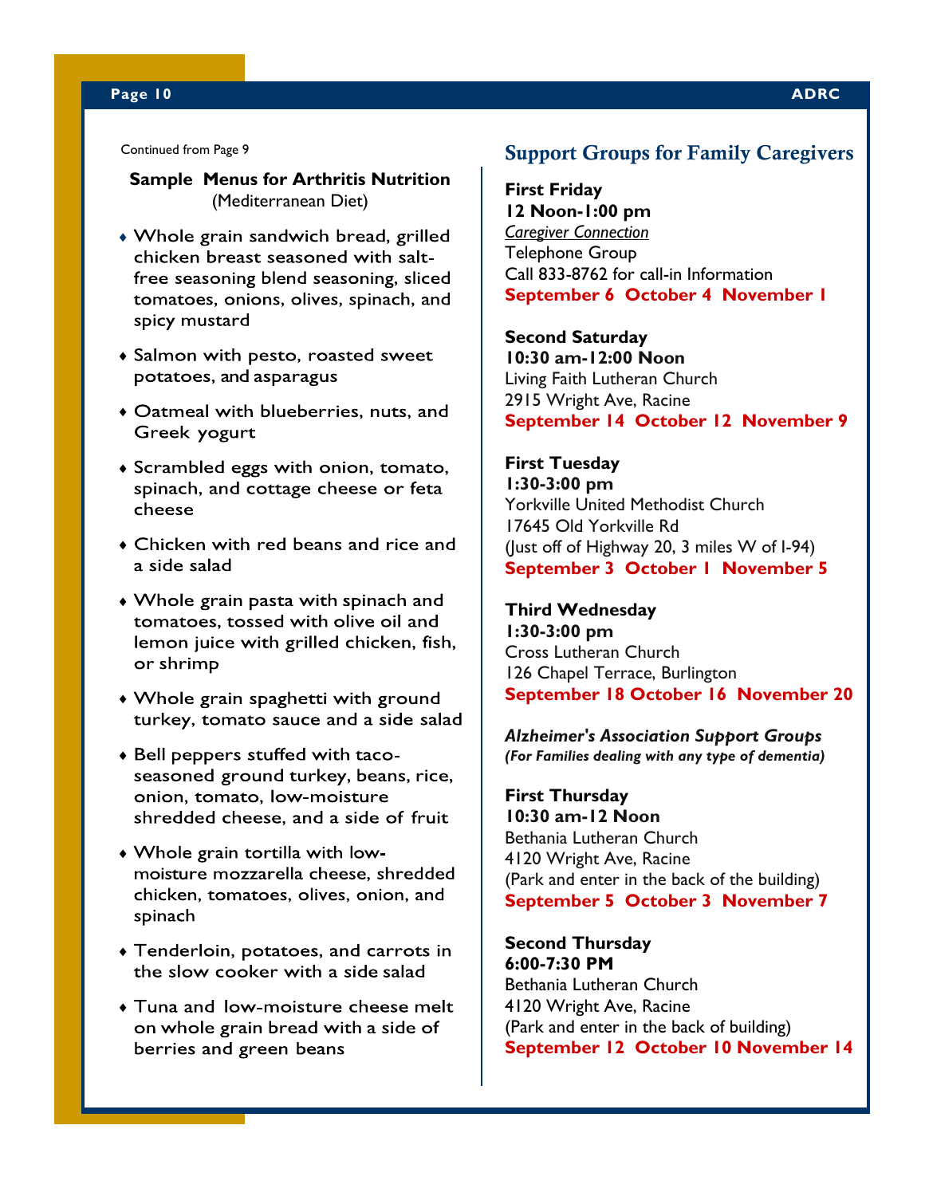Continued from Page 9

**Sample Menus for Arthritis Nutrition**
(Mediterranean Diet)

- Whole grain sandwich bread, grilled chicken breast seasoned with salt-free seasoning blend seasoning, sliced tomatoes, onions, olives, spinach, and spicy mustard
- Salmon with pesto, roasted sweet potatoes, and asparagus
- Oatmeal with blueberries, nuts, and Greek yogurt
- Scrambled eggs with onion, tomato, spinach, and cottage cheese or feta cheese
- Chicken with red beans and rice and a side salad
- Whole grain pasta with spinach and tomatoes, tossed with olive oil and lemon juice with grilled chicken, fish, or shrimp
- Whole grain spaghetti with ground turkey, tomato sauce and a side salad
- Bell peppers stuffed with taco-seasoned ground turkey, beans, rice, onion, tomato, low-moisture shredded cheese, and a side of fruit
- Whole grain tortilla with low-moisture mozzarella cheese, shredded chicken, tomatoes, olives, onion, and spinach
- Tenderloin, potatoes, and carrots in the slow cooker with a side salad
- Tuna and low-moisture cheese melt on whole grain bread with a side of berries and green beans

## Support Groups for Family Caregivers

**First Friday**
**12 Noon-1:00 pm**
*Caregiver Connection*
Telephone Group
Call 833-8762 for call-in Information
**September 6 October 4 November 1**

**Second Saturday**
**10:30 am-12:00 Noon**
Living Faith Lutheran Church
2915 Wright Ave, Racine
**September 14 October 12 November 9**

**First Tuesday**
**1:30-3:00 pm**
Yorkville United Methodist Church
17645 Old Yorkville Rd
(Just off of Highway 20, 3 miles W of I-94)
**September 3 October 1 November 5**

**Third Wednesday**
**1:30-3:00 pm**
Cross Lutheran Church
126 Chapel Terrace, Burlington
**September 18 October 16 November 20**

***Alzheimer's Association Support Groups***
***(For Families dealing with any type of dementia)***

**First Thursday**
**10:30 am-12 Noon**
Bethania Lutheran Church
4120 Wright Ave, Racine
(Park and enter in the back of the building)
**September 5 October 3 November 7**

**Second Thursday**
**6:00-7:30 PM**
Bethania Lutheran Church
4120 Wright Ave, Racine
(Park and enter in the back of building)
**September 12 October 10 November 14**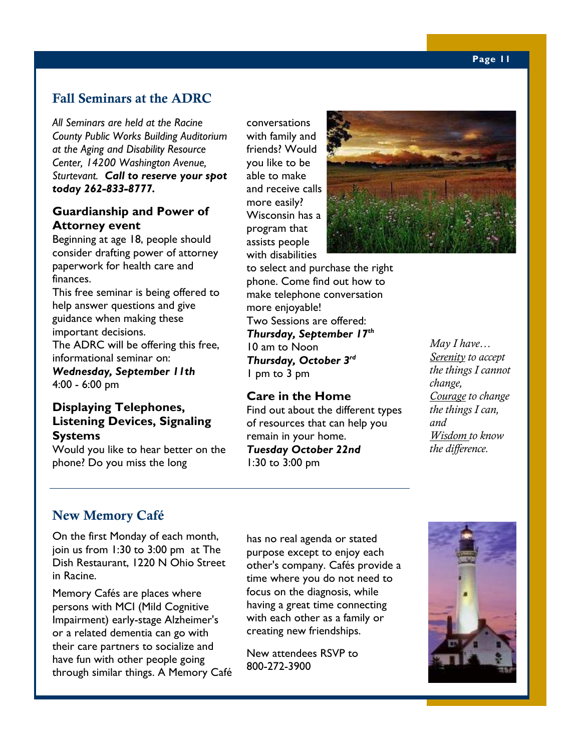## Fall Seminars at the ADRC

*All Seminars are held at the Racine County Public Works Building Auditorium at the Aging and Disability Resource Center, 14200 Washington Avenue, Sturtevant.* ***Call to reserve your spot today 262-833-8777.***

### Guardianship and Power of Attorney event

Beginning at age 18, people should consider drafting power of attorney paperwork for health care and finances.

This free seminar is being offered to help answer questions and give guidance when making these important decisions.

The ADRC will be offering this free, informational seminar on:

***Wednesday, September 11th***
4:00 - 6:00 pm

### Displaying Telephones, Listening Devices, Signaling Systems

Would you like to hear better on the phone? Do you miss the long conversations with family and friends? Would you like to be able to make and receive calls more easily? Wisconsin has a program that assists people with disabilities to select and purchase the right phone. Come find out how to make telephone conversation more enjoyable!

Two Sessions are offered:

***Thursday, September 17th***
10 am to Noon

***Thursday, October 3rd***
1 pm to 3 pm

### Care in the Home

Find out about the different types of resources that can help you remain in your home.

***Tuesday October 22nd***
1:30 to 3:00 pm

*May I have…*
*Serenity to accept the things I cannot change,*
*Courage to change the things I can, and*
*Wisdom to know the difference.*

## New Memory Café

On the first Monday of each month, join us from 1:30 to 3:00 pm at The Dish Restaurant, 1220 N Ohio Street in Racine.

Memory Cafés are places where persons with MCI (Mild Cognitive Impairment) early-stage Alzheimer's or a related dementia can go with their care partners to socialize and have fun with other people going through similar things. A Memory Café has no real agenda or stated purpose except to enjoy each other's company. Cafés provide a time where you do not need to focus on the diagnosis, while having a great time connecting with each other as a family or creating new friendships.

New attendees RSVP to 800-272-3900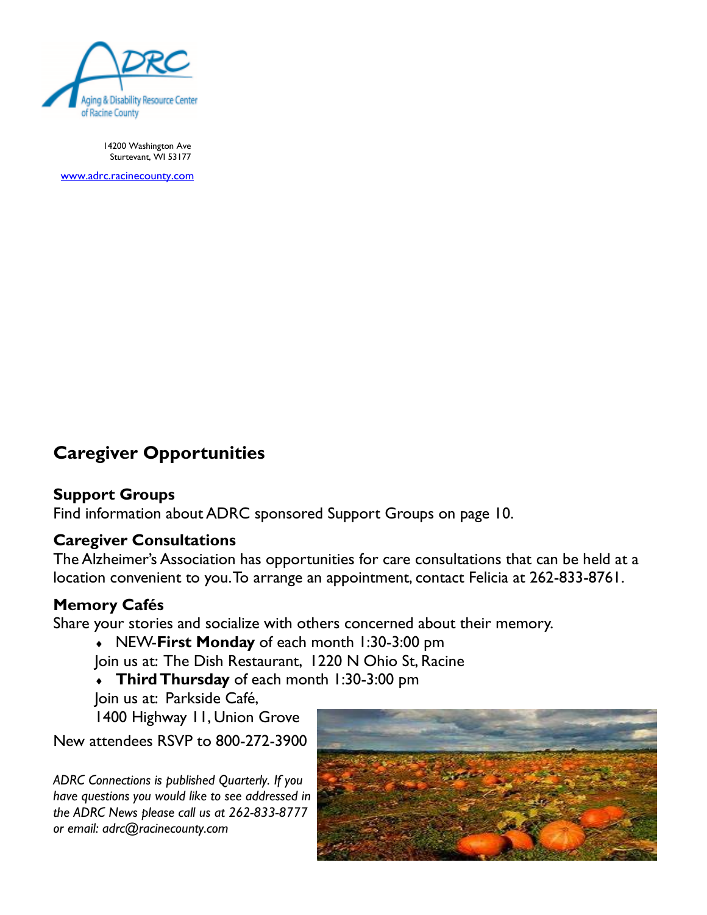Aging & Disability Resource Center of Racine County

14200 Washington Ave
Sturtevant, WI 53177

www.adrc.racinecounty.com

## Caregiver Opportunities

### Support Groups

Find information about ADRC sponsored Support Groups on page 10.

### Caregiver Consultations

The Alzheimer's Association has opportunities for care consultations that can be held at a location convenient to you. To arrange an appointment, contact Felicia at 262-833-8761.

### Memory Cafés

Share your stories and socialize with others concerned about their memory.

- NEW-**First Monday** of each month 1:30-3:00 pm
  Join us at: The Dish Restaurant, 1220 N Ohio St, Racine
- **Third Thursday** of each month 1:30-3:00 pm
  Join us at: Parkside Café,
  1400 Highway 11, Union Grove

New attendees RSVP to 800-272-3900

*ADRC Connections is published Quarterly. If you have questions you would like to see addressed in the ADRC News please call us at 262-833-8777 or email: adrc@racinecounty.com*